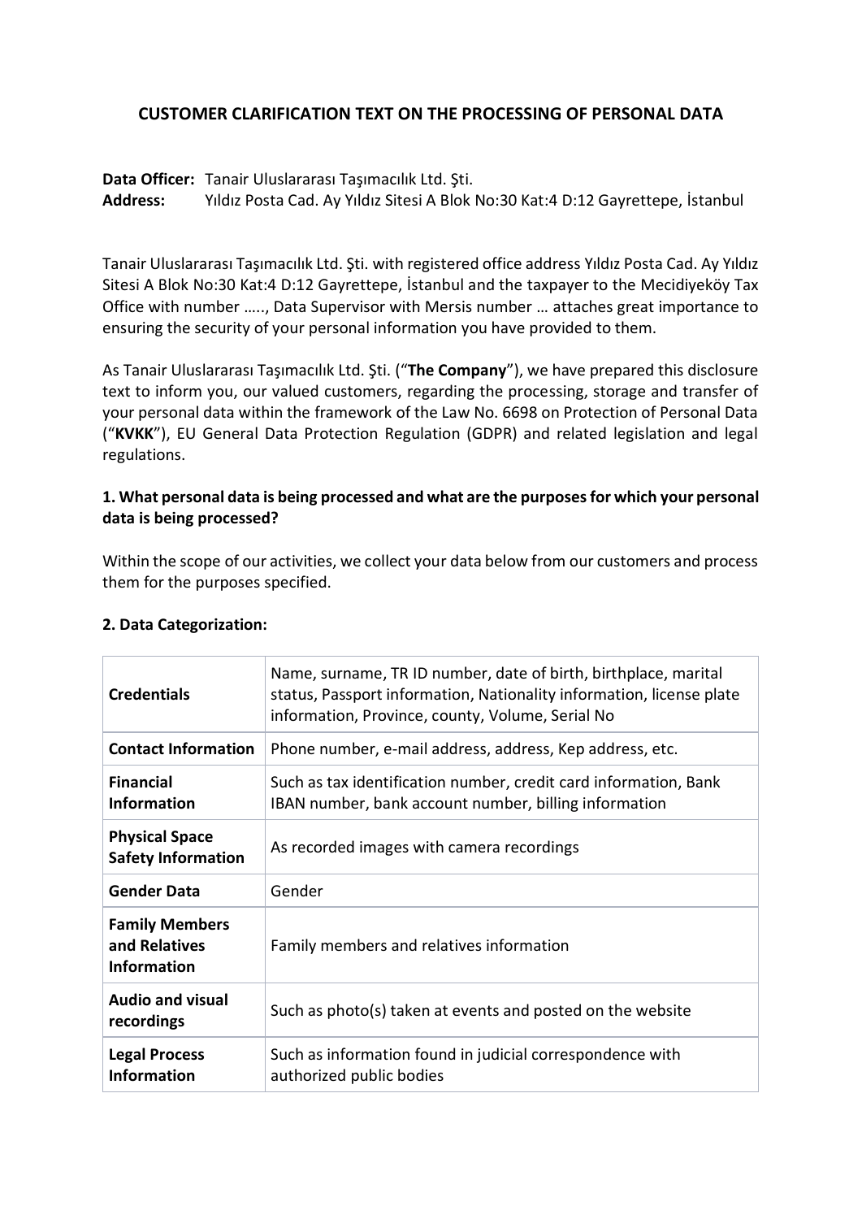# CUSTOMER CLARIFICATION TEXT ON THE PROCESSING OF PERSONAL DATA

**Data Officer:** Tanair Uluslararası Taşımacılık Ltd. Şti.
**Address:** Yıldız Posta Cad. Ay Yıldız Sitesi A Blok No:30 Kat:4 D:12 Gayrettepe, İstanbul

Tanair Uluslararası Taşımacılık Ltd. Şti. with registered office address Yıldız Posta Cad. Ay Yıldız Sitesi A Blok No:30 Kat:4 D:12 Gayrettepe, İstanbul and the taxpayer to the Mecidiyeköy Tax Office with number ….., Data Supervisor with Mersis number … attaches great importance to ensuring the security of your personal information you have provided to them.

As Tanair Uluslararası Taşımacılık Ltd. Şti. ("**The Company**"), we have prepared this disclosure text to inform you, our valued customers, regarding the processing, storage and transfer of your personal data within the framework of the Law No. 6698 on Protection of Personal Data ("**KVKK**"), EU General Data Protection Regulation (GDPR) and related legislation and legal regulations.

### 1. What personal data is being processed and what are the purposes for which your personal data is being processed?

Within the scope of our activities, we collect your data below from our customers and process them for the purposes specified.

### 2. Data Categorization:

| | |
|---|---|
| **Credentials** | Name, surname, TR ID number, date of birth, birthplace, marital status, Passport information, Nationality information, license plate information, Province, county, Volume, Serial No |
| **Contact Information** | Phone number, e-mail address, address, Kep address, etc. |
| **Financial Information** | Such as tax identification number, credit card information, Bank IBAN number, bank account number, billing information |
| **Physical Space Safety Information** | As recorded images with camera recordings |
| **Gender Data** | Gender |
| **Family Members and Relatives Information** | Family members and relatives information |
| **Audio and visual recordings** | Such as photo(s) taken at events and posted on the website |
| **Legal Process Information** | Such as information found in judicial correspondence with authorized public bodies |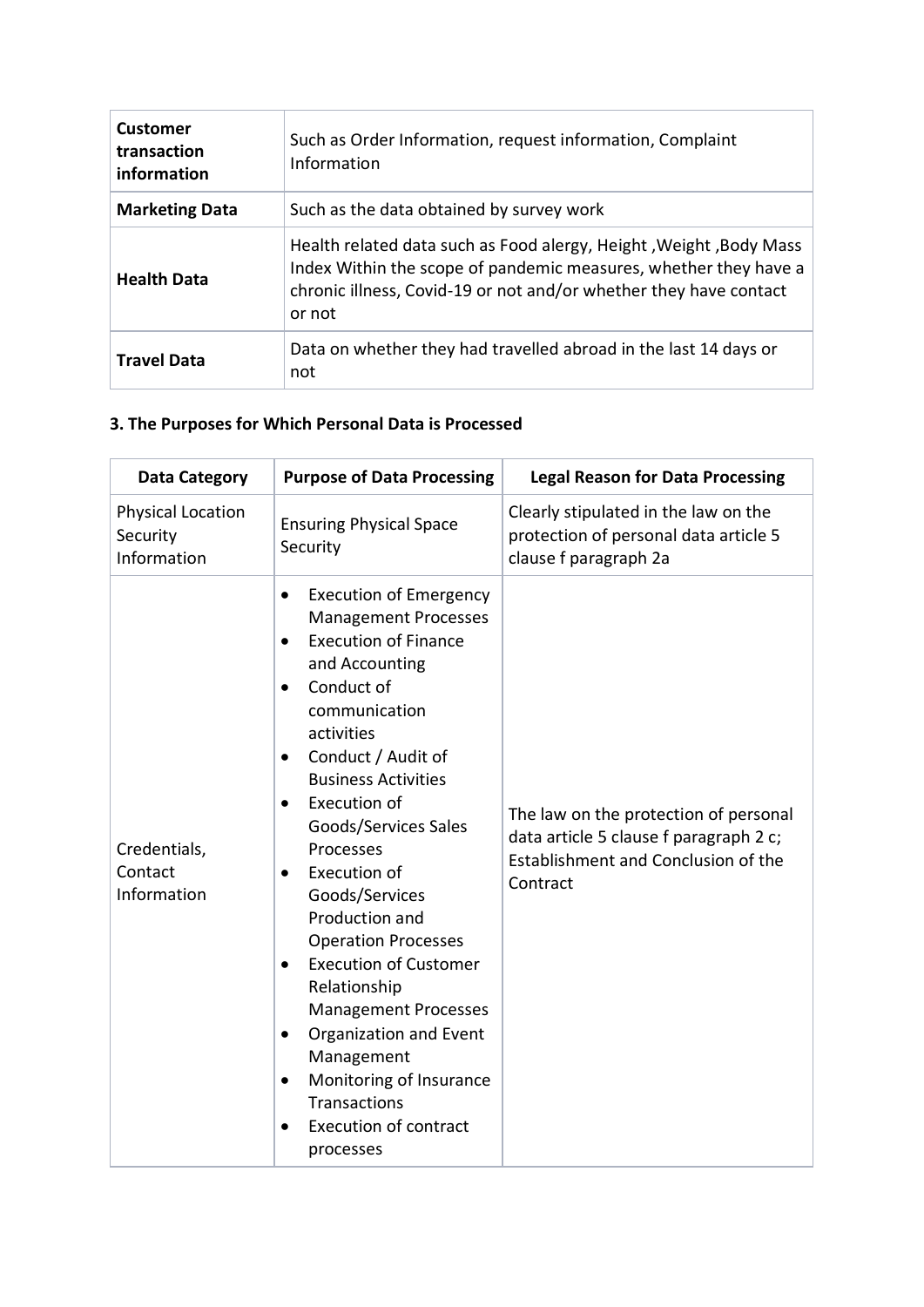| **Customer transaction information** | Such as Order Information, request information, Complaint Information |
| --- | --- |
| **Marketing Data** | Such as the data obtained by survey work |
| **Health Data** | Health related data such as Food alergy, Height ,Weight ,Body Mass Index Within the scope of pandemic measures, whether they have a chronic illness, Covid-19 or not and/or whether they have contact or not |
| **Travel Data** | Data on whether they had travelled abroad in the last 14 days or not |

## 3. The Purposes for Which Personal Data is Processed

| Data Category | Purpose of Data Processing | Legal Reason for Data Processing |
| --- | --- | --- |
| Physical Location Security Information | Ensuring Physical Space Security | Clearly stipulated in the law on the protection of personal data article 5 clause f paragraph 2a |
| Credentials, Contact Information | • Execution of Emergency Management Processes<br>• Execution of Finance and Accounting<br>• Conduct of communication activities<br>• Conduct / Audit of Business Activities<br>• Execution of Goods/Services Sales Processes<br>• Execution of Goods/Services Production and Operation Processes<br>• Execution of Customer Relationship Management Processes<br>• Organization and Event Management<br>• Monitoring of Insurance Transactions<br>• Execution of contract processes | The law on the protection of personal data article 5 clause f paragraph 2 c; Establishment and Conclusion of the Contract |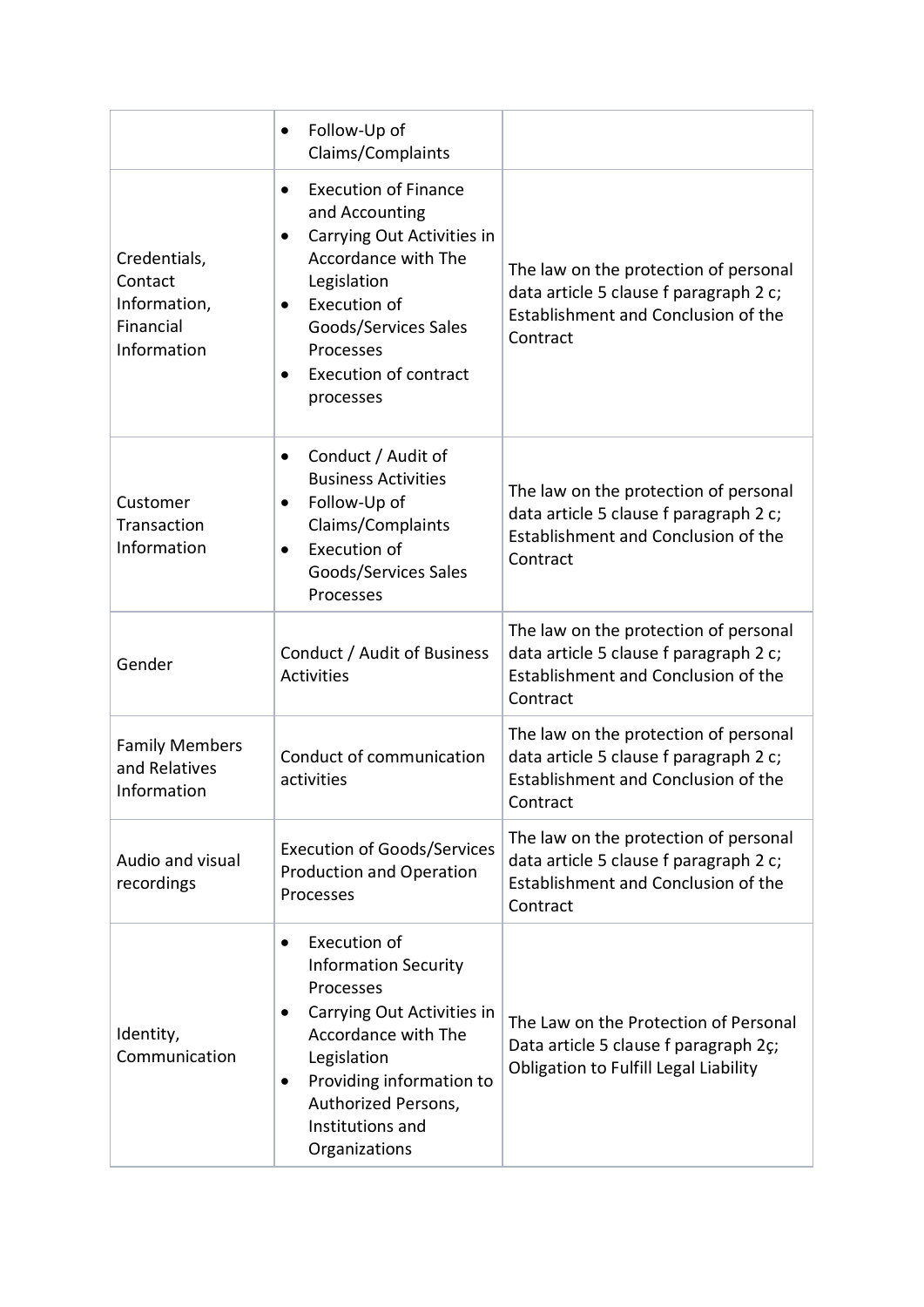| | | |
|---|---|---|
| | • Follow-Up of Claims/Complaints | |
| Credentials, Contact Information, Financial Information | • Execution of Finance and Accounting<br>• Carrying Out Activities in Accordance with The Legislation<br>• Execution of Goods/Services Sales Processes<br>• Execution of contract processes | The law on the protection of personal data article 5 clause f paragraph 2 c; Establishment and Conclusion of the Contract |
| Customer Transaction Information | • Conduct / Audit of Business Activities<br>• Follow-Up of Claims/Complaints<br>• Execution of Goods/Services Sales Processes | The law on the protection of personal data article 5 clause f paragraph 2 c; Establishment and Conclusion of the Contract |
| Gender | Conduct / Audit of Business Activities | The law on the protection of personal data article 5 clause f paragraph 2 c; Establishment and Conclusion of the Contract |
| Family Members and Relatives Information | Conduct of communication activities | The law on the protection of personal data article 5 clause f paragraph 2 c; Establishment and Conclusion of the Contract |
| Audio and visual recordings | Execution of Goods/Services Production and Operation Processes | The law on the protection of personal data article 5 clause f paragraph 2 c; Establishment and Conclusion of the Contract |
| Identity, Communication | • Execution of Information Security Processes<br>• Carrying Out Activities in Accordance with The Legislation<br>• Providing information to Authorized Persons, Institutions and Organizations | The Law on the Protection of Personal Data article 5 clause f paragraph 2ç; Obligation to Fulfill Legal Liability |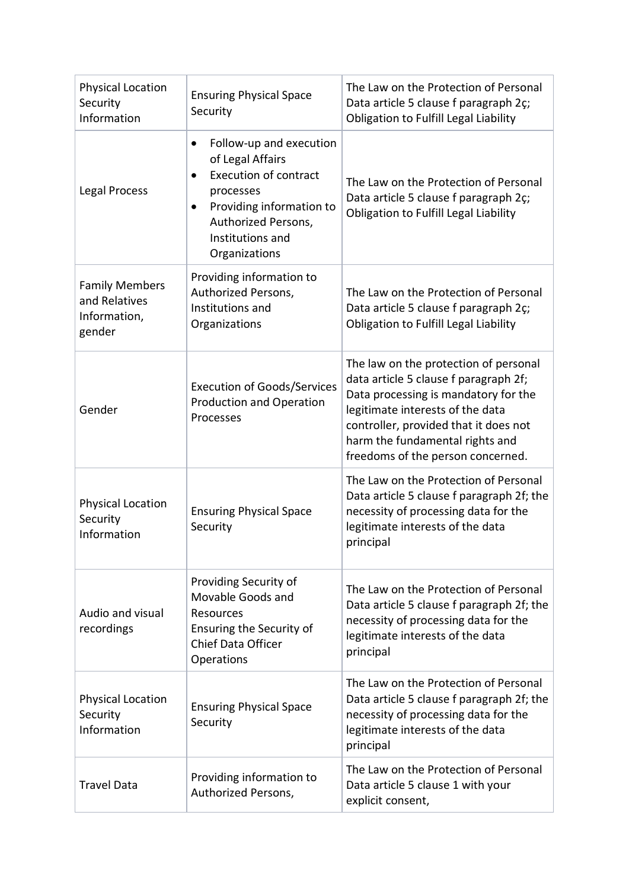| Physical Location Security Information | Ensuring Physical Space Security | The Law on the Protection of Personal Data article 5 clause f paragraph 2ç; Obligation to Fulfill Legal Liability |
|---|---|---|
| Legal Process | • Follow-up and execution of Legal Affairs<br>• Execution of contract processes<br>• Providing information to Authorized Persons, Institutions and Organizations | The Law on the Protection of Personal Data article 5 clause f paragraph 2ç; Obligation to Fulfill Legal Liability |
| Family Members and Relatives Information, gender | Providing information to Authorized Persons, Institutions and Organizations | The Law on the Protection of Personal Data article 5 clause f paragraph 2ç; Obligation to Fulfill Legal Liability |
| Gender | Execution of Goods/Services Production and Operation Processes | The law on the protection of personal data article 5 clause f paragraph 2f; Data processing is mandatory for the legitimate interests of the data controller, provided that it does not harm the fundamental rights and freedoms of the person concerned. |
| Physical Location Security Information | Ensuring Physical Space Security | The Law on the Protection of Personal Data article 5 clause f paragraph 2f; the necessity of processing data for the legitimate interests of the data principal |
| Audio and visual recordings | Providing Security of Movable Goods and Resources<br>Ensuring the Security of Chief Data Officer Operations | The Law on the Protection of Personal Data article 5 clause f paragraph 2f; the necessity of processing data for the legitimate interests of the data principal |
| Physical Location Security Information | Ensuring Physical Space Security | The Law on the Protection of Personal Data article 5 clause f paragraph 2f; the necessity of processing data for the legitimate interests of the data principal |
| Travel Data | Providing information to Authorized Persons, | The Law on the Protection of Personal Data article 5 clause 1 with your explicit consent, |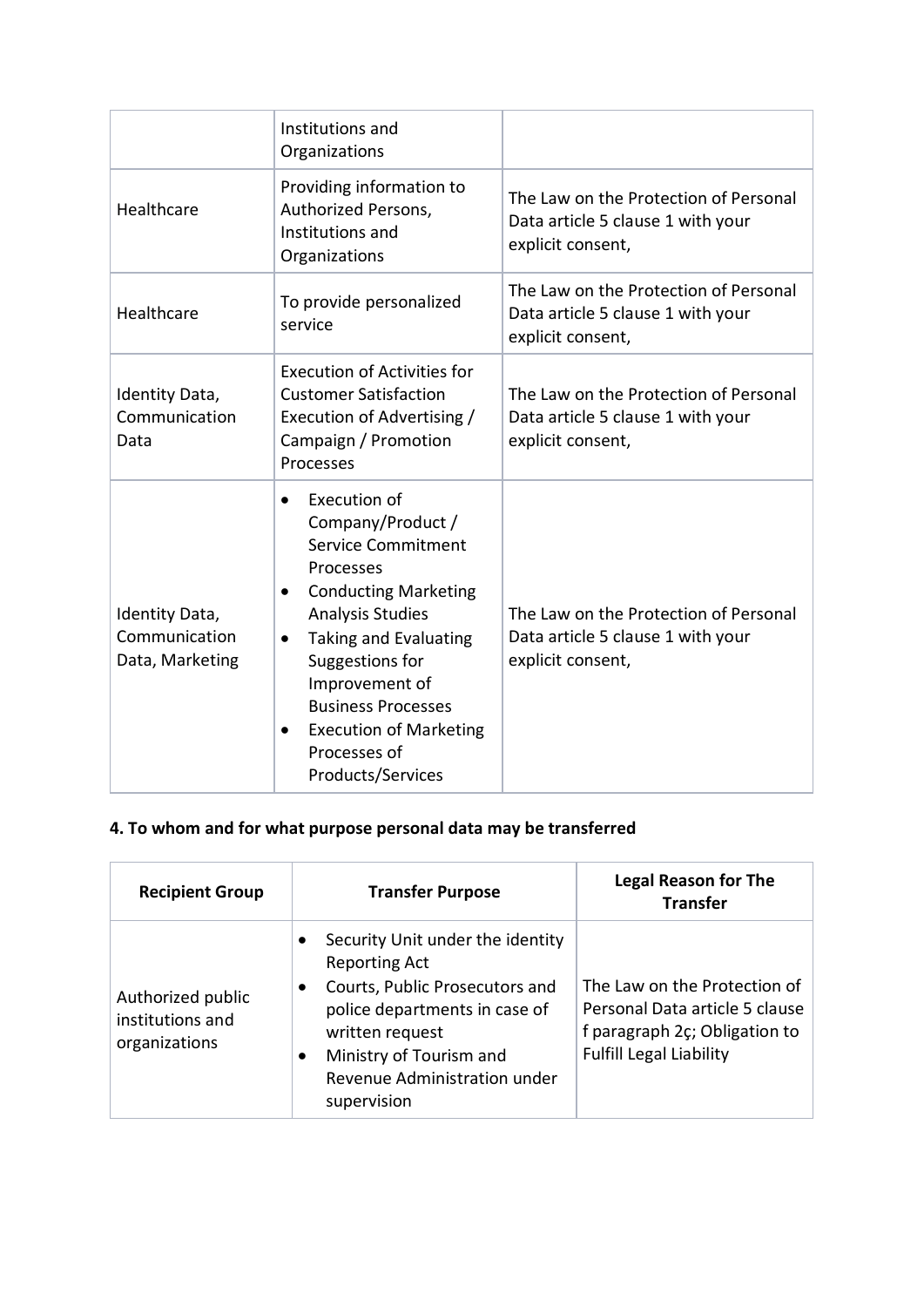| | | |
|---|---|---|
| | Institutions and Organizations | |
| Healthcare | Providing information to Authorized Persons, Institutions and Organizations | The Law on the Protection of Personal Data article 5 clause 1 with your explicit consent, |
| Healthcare | To provide personalized service | The Law on the Protection of Personal Data article 5 clause 1 with your explicit consent, |
| Identity Data, Communication Data | Execution of Activities for Customer Satisfaction Execution of Advertising / Campaign / Promotion Processes | The Law on the Protection of Personal Data article 5 clause 1 with your explicit consent, |
| Identity Data, Communication Data, Marketing | • Execution of Company/Product / Service Commitment Processes<br>• Conducting Marketing Analysis Studies<br>• Taking and Evaluating Suggestions for Improvement of Business Processes<br>• Execution of Marketing Processes of Products/Services | The Law on the Protection of Personal Data article 5 clause 1 with your explicit consent, |

### 4. To whom and for what purpose personal data may be transferred

| Recipient Group | Transfer Purpose | Legal Reason for The Transfer |
|---|---|---|
| Authorized public institutions and organizations | • Security Unit under the identity Reporting Act<br>• Courts, Public Prosecutors and police departments in case of written request<br>• Ministry of Tourism and Revenue Administration under supervision | The Law on the Protection of Personal Data article 5 clause f paragraph 2ç; Obligation to Fulfill Legal Liability |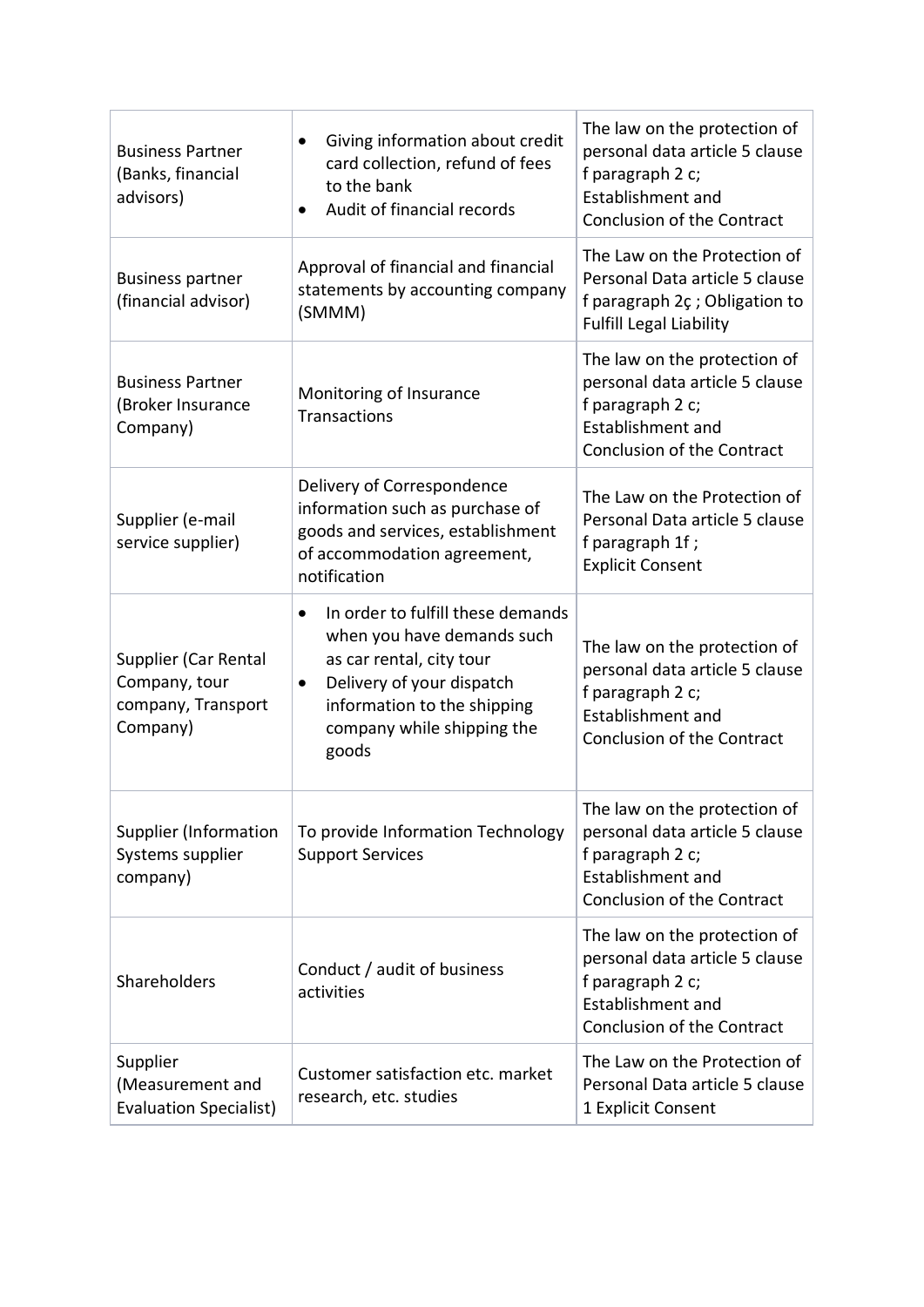| Business Partner (Banks, financial advisors) | <ul><li>Giving information about credit card collection, refund of fees to the bank</li><li>Audit of financial records</li></ul> | The law on the protection of personal data article 5 clause f paragraph 2 c; Establishment and Conclusion of the Contract |
|---|---|---|
| Business partner (financial advisor) | Approval of financial and financial statements by accounting company (SMMM) | The Law on the Protection of Personal Data article 5 clause f paragraph 2ç ; Obligation to Fulfill Legal Liability |
| Business Partner (Broker Insurance Company) | Monitoring of Insurance Transactions | The law on the protection of personal data article 5 clause f paragraph 2 c; Establishment and Conclusion of the Contract |
| Supplier (e-mail service supplier) | Delivery of Correspondence information such as purchase of goods and services, establishment of accommodation agreement, notification | The Law on the Protection of Personal Data article 5 clause f paragraph 1f ; Explicit Consent |
| Supplier (Car Rental Company, tour company, Transport Company) | <ul><li>In order to fulfill these demands when you have demands such as car rental, city tour</li><li>Delivery of your dispatch information to the shipping company while shipping the goods</li></ul> | The law on the protection of personal data article 5 clause f paragraph 2 c; Establishment and Conclusion of the Contract |
| Supplier (Information Systems supplier company) | To provide Information Technology Support Services | The law on the protection of personal data article 5 clause f paragraph 2 c; Establishment and Conclusion of the Contract |
| Shareholders | Conduct / audit of business activities | The law on the protection of personal data article 5 clause f paragraph 2 c; Establishment and Conclusion of the Contract |
| Supplier (Measurement and Evaluation Specialist) | Customer satisfaction etc. market research, etc. studies | The Law on the Protection of Personal Data article 5 clause 1 Explicit Consent |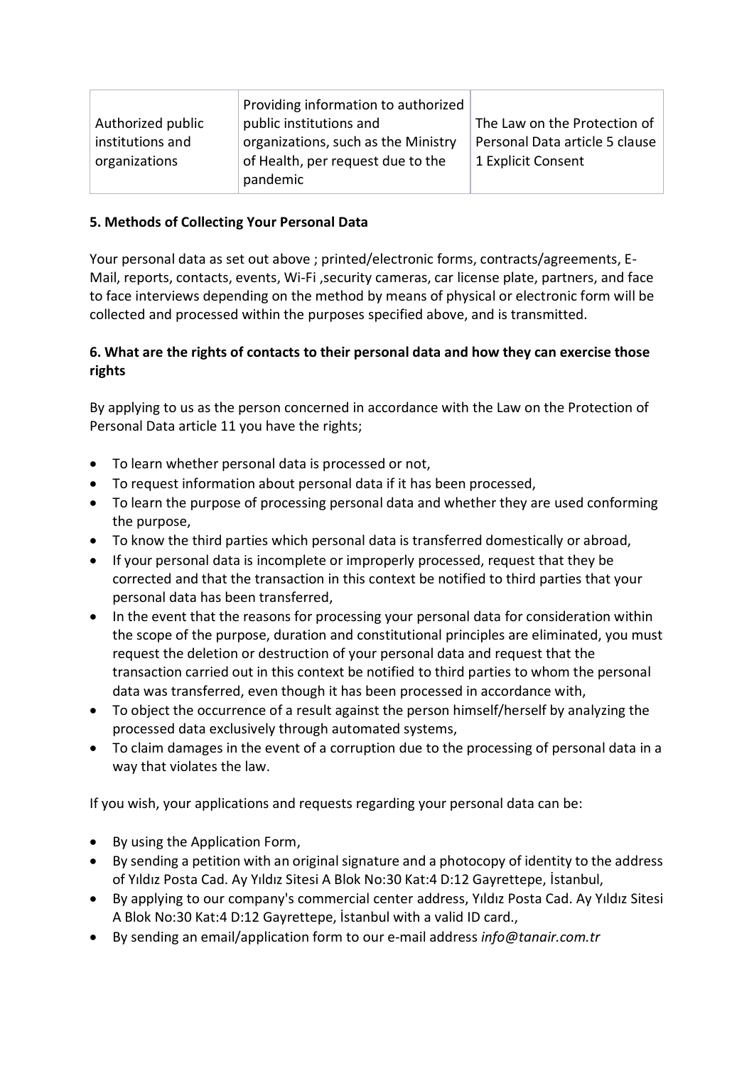| Authorized public institutions and organizations | Providing information to authorized public institutions and organizations, such as the Ministry of Health, per request due to the pandemic | The Law on the Protection of Personal Data article 5 clause 1 Explicit Consent |
|---|---|---|

**5. Methods of Collecting Your Personal Data**

Your personal data as set out above ; printed/electronic forms, contracts/agreements, E-Mail, reports, contacts, events, Wi-Fi ,security cameras, car license plate, partners, and face to face interviews depending on the method by means of physical or electronic form will be collected and processed within the purposes specified above, and is transmitted.

**6. What are the rights of contacts to their personal data and how they can exercise those rights**

By applying to us as the person concerned in accordance with the Law on the Protection of Personal Data article 11 you have the rights;

- To learn whether personal data is processed or not,
- To request information about personal data if it has been processed,
- To learn the purpose of processing personal data and whether they are used conforming the purpose,
- To know the third parties which personal data is transferred domestically or abroad,
- If your personal data is incomplete or improperly processed, request that they be corrected and that the transaction in this context be notified to third parties that your personal data has been transferred,
- In the event that the reasons for processing your personal data for consideration within the scope of the purpose, duration and constitutional principles are eliminated, you must request the deletion or destruction of your personal data and request that the transaction carried out in this context be notified to third parties to whom the personal data was transferred, even though it has been processed in accordance with,
- To object the occurrence of a result against the person himself/herself by analyzing the processed data exclusively through automated systems,
- To claim damages in the event of a corruption due to the processing of personal data in a way that violates the law.

If you wish, your applications and requests regarding your personal data can be:

- By using the Application Form,
- By sending a petition with an original signature and a photocopy of identity to the address of Yıldız Posta Cad. Ay Yıldız Sitesi A Blok No:30 Kat:4 D:12 Gayrettepe, İstanbul,
- By applying to our company's commercial center address, Yıldız Posta Cad. Ay Yıldız Sitesi A Blok No:30 Kat:4 D:12 Gayrettepe, İstanbul with a valid ID card.,
- By sending an email/application form to our e-mail address *info@tanair.com.tr*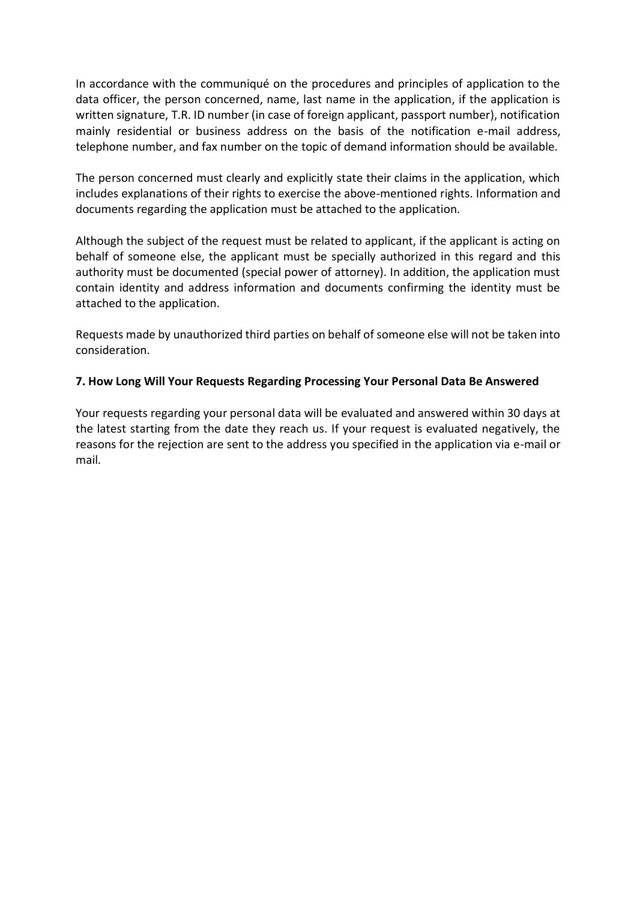In accordance with the communiqué on the procedures and principles of application to the data officer, the person concerned, name, last name in the application, if the application is written signature, T.R. ID number (in case of foreign applicant, passport number), notification mainly residential or business address on the basis of the notification e-mail address, telephone number, and fax number on the topic of demand information should be available.

The person concerned must clearly and explicitly state their claims in the application, which includes explanations of their rights to exercise the above-mentioned rights. Information and documents regarding the application must be attached to the application.

Although the subject of the request must be related to applicant, if the applicant is acting on behalf of someone else, the applicant must be specially authorized in this regard and this authority must be documented (special power of attorney). In addition, the application must contain identity and address information and documents confirming the identity must be attached to the application.

Requests made by unauthorized third parties on behalf of someone else will not be taken into consideration.

**7. How Long Will Your Requests Regarding Processing Your Personal Data Be Answered**

Your requests regarding your personal data will be evaluated and answered within 30 days at the latest starting from the date they reach us. If your request is evaluated negatively, the reasons for the rejection are sent to the address you specified in the application via e-mail or mail.